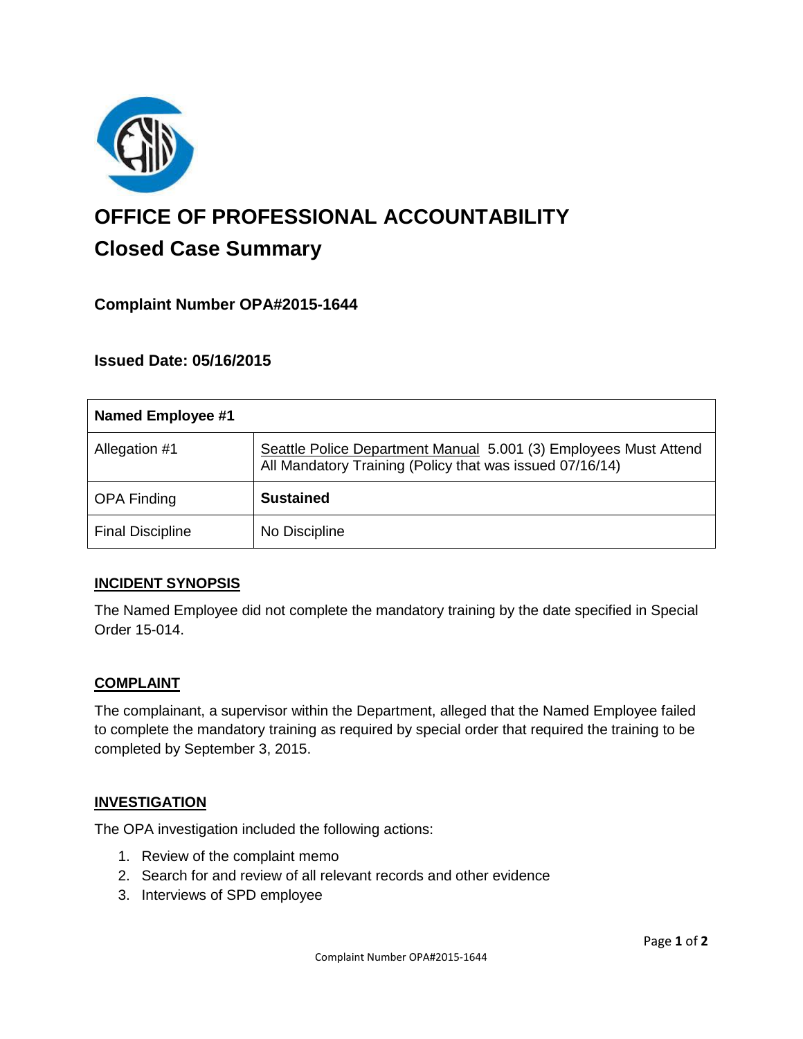# OFFICE OF PROFESSIONAL ACCOUNTABILITY

## Closed Case Summary

### Complaint Number OPA#2015-1644

### Issued Date: 05/16/2015

| Named Employee #1 | |
|---|---|
| Allegation #1 | Seattle Police Department Manual 5.001 (3) Employees Must Attend All Mandatory Training (Policy that was issued 07/16/14) |
| OPA Finding | **Sustained** |
| Final Discipline | No Discipline |

#### INCIDENT SYNOPSIS

The Named Employee did not complete the mandatory training by the date specified in Special Order 15-014.

#### COMPLAINT

The complainant, a supervisor within the Department, alleged that the Named Employee failed to complete the mandatory training as required by special order that required the training to be completed by September 3, 2015.

#### INVESTIGATION

The OPA investigation included the following actions:

1. Review of the complaint memo
2. Search for and review of all relevant records and other evidence
3. Interviews of SPD employee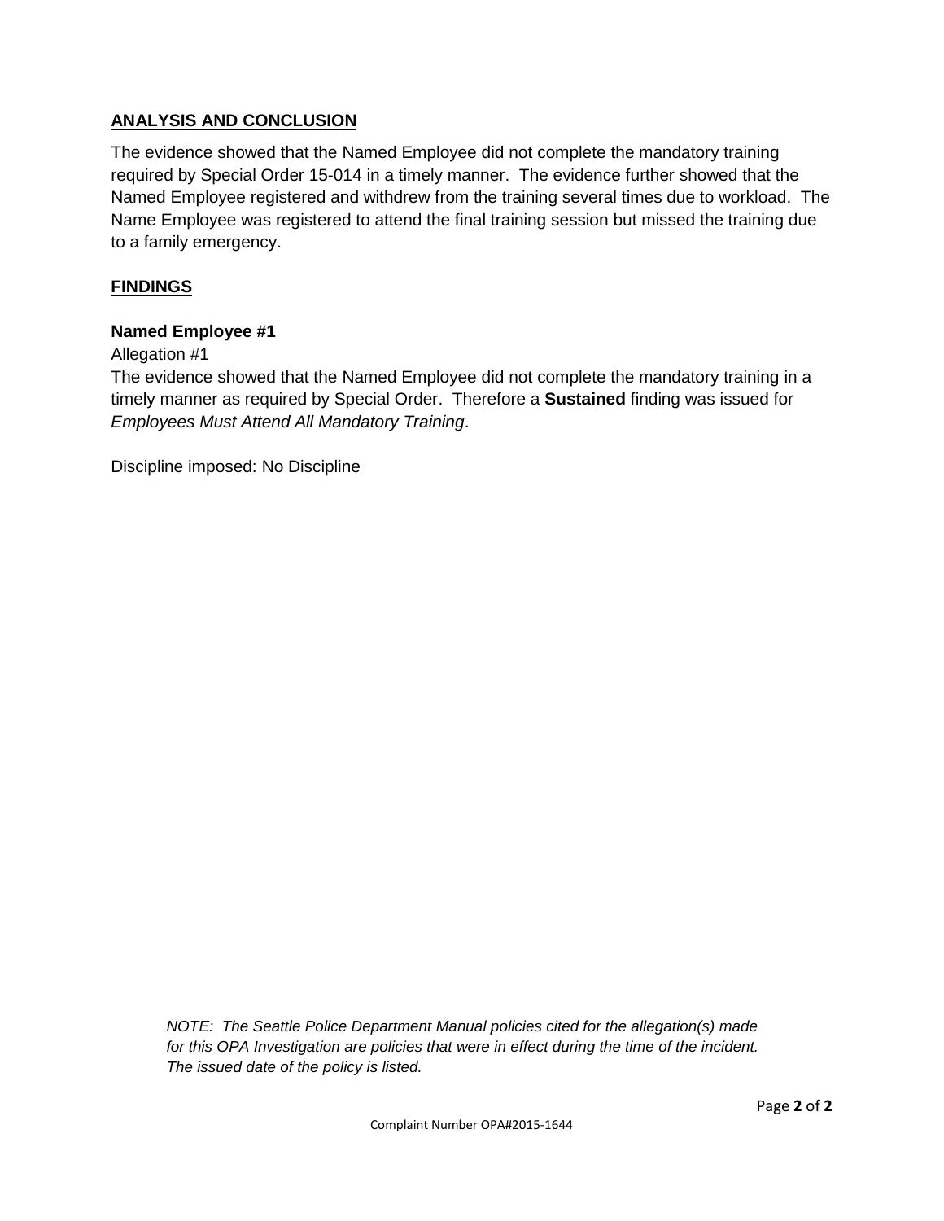## ANALYSIS AND CONCLUSION

The evidence showed that the Named Employee did not complete the mandatory training required by Special Order 15-014 in a timely manner. The evidence further showed that the Named Employee registered and withdrew from the training several times due to workload. The Name Employee was registered to attend the final training session but missed the training due to a family emergency.

## FINDINGS

**Named Employee #1**

Allegation #1

The evidence showed that the Named Employee did not complete the mandatory training in a timely manner as required by Special Order. Therefore a **Sustained** finding was issued for *Employees Must Attend All Mandatory Training*.

Discipline imposed: No Discipline

*NOTE: The Seattle Police Department Manual policies cited for the allegation(s) made for this OPA Investigation are policies that were in effect during the time of the incident. The issued date of the policy is listed.*

Complaint Number OPA#2015-1644